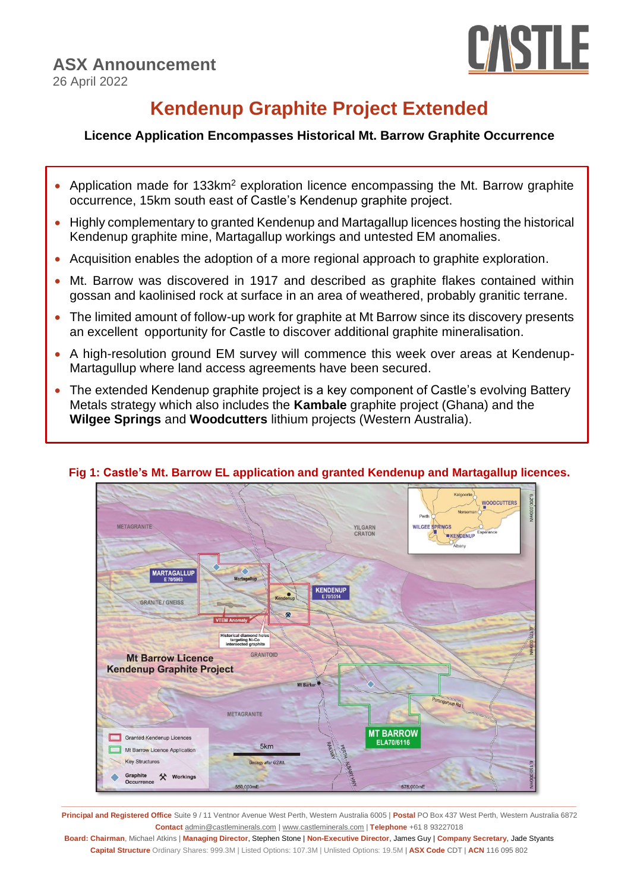# ASX Announcement

26 April 2022

# Kendenup Graphite Project Extended

**Licence Application Encompasses Historical Mt. Barrow Graphite Occurrence**

- Application made for 133km[2] exploration licence encompassing the Mt. Barrow graphite occurrence, 15km south east of Castle's Kendenup graphite project.
- Highly complementary to granted Kendenup and Martagallup licences hosting the historical Kendenup graphite mine, Martagallup workings and untested EM anomalies.
- Acquisition enables the adoption of a more regional approach to graphite exploration.
- Mt. Barrow was discovered in 1917 and described as graphite flakes contained within gossan and kaolinised rock at surface in an area of weathered, probably granitic terrane.
- The limited amount of follow-up work for graphite at Mt Barrow since its discovery presents an excellent opportunity for Castle to discover additional graphite mineralisation.
- A high-resolution ground EM survey will commence this week over areas at Kendenup-Martagullup where land access agreements have been secured.
- The extended Kendenup graphite project is a key component of Castle's evolving Battery Metals strategy which also includes the **Kambale** graphite project (Ghana) and the **Wilgee Springs** and **Woodcutters** lithium projects (Western Australia).

**Fig 1: Castle's Mt. Barrow EL application and granted Kendenup and Martagallup licences.**

**Principal and Registered Office** Suite 9 / 11 Ventnor Avenue West Perth, Western Australia 6005 | **Postal** PO Box 437 West Perth, Western Australia 6872
**Contact** admin@castleminerals.com | www.castleminerals.com | **Telephone** +61 8 93227018
**Board: Chairman**, Michael Atkins | **Managing Director**, Stephen Stone | **Non-Executive Director**, James Guy | **Company Secretary**, Jade Styants
**Capital Structure** Ordinary Shares: 999.3M | Listed Options: 107.3M | Unlisted Options: 19.5M | **ASX Code** CDT | **ACN** 116 095 802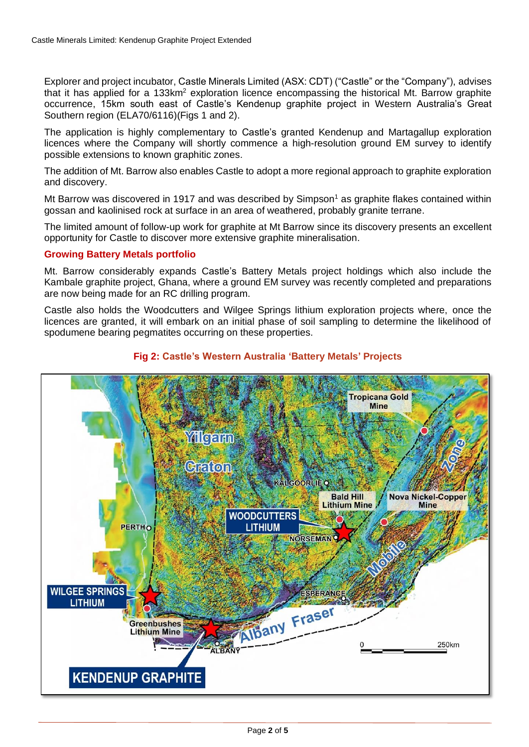Explorer and project incubator, Castle Minerals Limited (ASX: CDT) ("Castle" or the "Company"), advises that it has applied for a 133km$^2$ exploration licence encompassing the historical Mt. Barrow graphite occurrence, 15km south east of Castle's Kendenup graphite project in Western Australia's Great Southern region (ELA70/6116)(Figs 1 and 2).

The application is highly complementary to Castle's granted Kendenup and Martagallup exploration licences where the Company will shortly commence a high-resolution ground EM survey to identify possible extensions to known graphitic zones.

The addition of Mt. Barrow also enables Castle to adopt a more regional approach to graphite exploration and discovery.

Mt Barrow was discovered in 1917 and was described by Simpson[1] as graphite flakes contained within gossan and kaolinised rock at surface in an area of weathered, probably granite terrane.

The limited amount of follow-up work for graphite at Mt Barrow since its discovery presents an excellent opportunity for Castle to discover more extensive graphite mineralisation.

## Growing Battery Metals portfolio

Mt. Barrow considerably expands Castle's Battery Metals project holdings which also include the Kambale graphite project, Ghana, where a ground EM survey was recently completed and preparations are now being made for an RC drilling program.

Castle also holds the Woodcutters and Wilgee Springs lithium exploration projects where, once the licences are granted, it will embark on an initial phase of soil sampling to determine the likelihood of spodumene bearing pegmatites occurring on these properties.

**Fig 2: Castle's Western Australia 'Battery Metals' Projects**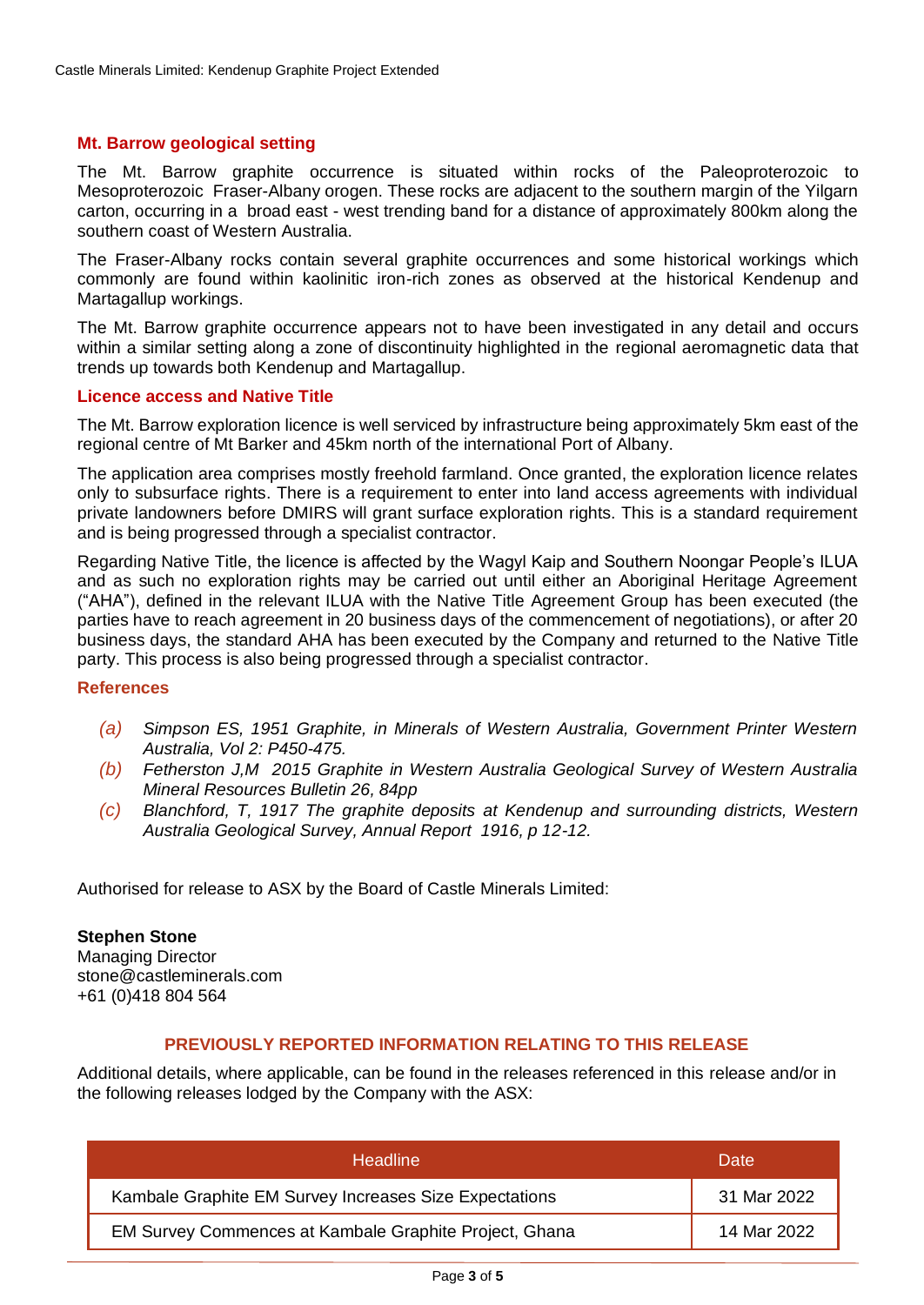## Mt. Barrow geological setting

The Mt. Barrow graphite occurrence is situated within rocks of the Paleoproterozoic to Mesoproterozoic Fraser-Albany orogen. These rocks are adjacent to the southern margin of the Yilgarn carton, occurring in a broad east - west trending band for a distance of approximately 800km along the southern coast of Western Australia.

The Fraser-Albany rocks contain several graphite occurrences and some historical workings which commonly are found within kaolinitic iron-rich zones as observed at the historical Kendenup and Martagallup workings.

The Mt. Barrow graphite occurrence appears not to have been investigated in any detail and occurs within a similar setting along a zone of discontinuity highlighted in the regional aeromagnetic data that trends up towards both Kendenup and Martagallup.

## Licence access and Native Title

The Mt. Barrow exploration licence is well serviced by infrastructure being approximately 5km east of the regional centre of Mt Barker and 45km north of the international Port of Albany.

The application area comprises mostly freehold farmland. Once granted, the exploration licence relates only to subsurface rights. There is a requirement to enter into land access agreements with individual private landowners before DMIRS will grant surface exploration rights. This is a standard requirement and is being progressed through a specialist contractor.

Regarding Native Title, the licence is affected by the Wagyl Kaip and Southern Noongar People's ILUA and as such no exploration rights may be carried out until either an Aboriginal Heritage Agreement ("AHA"), defined in the relevant ILUA with the Native Title Agreement Group has been executed (the parties have to reach agreement in 20 business days of the commencement of negotiations), or after 20 business days, the standard AHA has been executed by the Company and returned to the Native Title party. This process is also being progressed through a specialist contractor.

## References

*(a)* *Simpson ES, 1951 Graphite, in Minerals of Western Australia, Government Printer Western Australia, Vol 2: P450-475.*

*(b)* *Fetherston J,M 2015 Graphite in Western Australia Geological Survey of Western Australia Mineral Resources Bulletin 26, 84pp*

*(c)* *Blanchford, T, 1917 The graphite deposits at Kendenup and surrounding districts, Western Australia Geological Survey, Annual Report 1916, p 12-12.*

Authorised for release to ASX by the Board of Castle Minerals Limited:

**Stephen Stone**
Managing Director
stone@castleminerals.com
+61 (0)418 804 564

## PREVIOUSLY REPORTED INFORMATION RELATING TO THIS RELEASE

Additional details, where applicable, can be found in the releases referenced in this release and/or in the following releases lodged by the Company with the ASX:

| Headline | Date |
|---|---|
| Kambale Graphite EM Survey Increases Size Expectations | 31 Mar 2022 |
| EM Survey Commences at Kambale Graphite Project, Ghana | 14 Mar 2022 |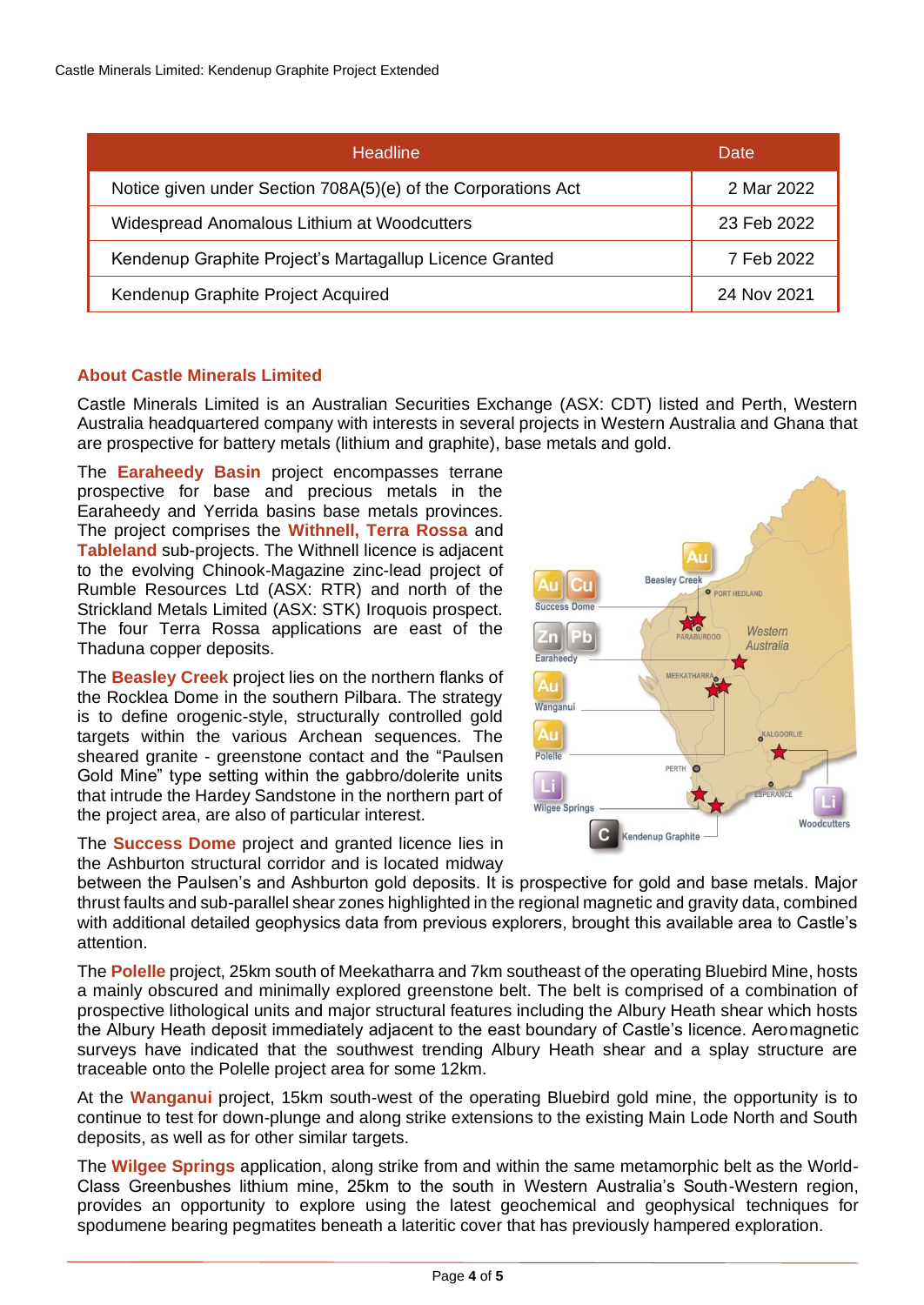| Headline | Date |
|---|---|
| Notice given under Section 708A(5)(e) of the Corporations Act | 2 Mar 2022 |
| Widespread Anomalous Lithium at Woodcutters | 23 Feb 2022 |
| Kendenup Graphite Project's Martagallup Licence Granted | 7 Feb 2022 |
| Kendenup Graphite Project Acquired | 24 Nov 2021 |

## About Castle Minerals Limited

Castle Minerals Limited is an Australian Securities Exchange (ASX: CDT) listed and Perth, Western Australia headquartered company with interests in several projects in Western Australia and Ghana that are prospective for battery metals (lithium and graphite), base metals and gold.

The **Earaheedy Basin** project encompasses terrane prospective for base and precious metals in the Earaheedy and Yerrida basins base metals provinces. The project comprises the **Withnell, Terra Rossa** and **Tableland** sub-projects. The Withnell licence is adjacent to the evolving Chinook-Magazine zinc-lead project of Rumble Resources Ltd (ASX: RTR) and north of the Strickland Metals Limited (ASX: STK) Iroquois prospect. The four Terra Rossa applications are east of the Thaduna copper deposits.

The **Beasley Creek** project lies on the northern flanks of the Rocklea Dome in the southern Pilbara. The strategy is to define orogenic-style, structurally controlled gold targets within the various Archean sequences. The sheared granite - greenstone contact and the "Paulsen Gold Mine" type setting within the gabbro/dolerite units that intrude the Hardey Sandstone in the northern part of the project area, are also of particular interest.

The **Success Dome** project and granted licence lies in the Ashburton structural corridor and is located midway between the Paulsen's and Ashburton gold deposits. It is prospective for gold and base metals. Major thrust faults and sub-parallel shear zones highlighted in the regional magnetic and gravity data, combined with additional detailed geophysics data from previous explorers, brought this available area to Castle's attention.

The **Polelle** project, 25km south of Meekatharra and 7km southeast of the operating Bluebird Mine, hosts a mainly obscured and minimally explored greenstone belt. The belt is comprised of a combination of prospective lithological units and major structural features including the Albury Heath shear which hosts the Albury Heath deposit immediately adjacent to the east boundary of Castle's licence. Aeromagnetic surveys have indicated that the southwest trending Albury Heath shear and a splay structure are traceable onto the Polelle project area for some 12km.

At the **Wanganui** project, 15km south-west of the operating Bluebird gold mine, the opportunity is to continue to test for down-plunge and along strike extensions to the existing Main Lode North and South deposits, as well as for other similar targets.

The **Wilgee Springs** application, along strike from and within the same metamorphic belt as the World-Class Greenbushes lithium mine, 25km to the south in Western Australia's South-Western region, provides an opportunity to explore using the latest geochemical and geophysical techniques for spodumene bearing pegmatites beneath a lateritic cover that has previously hampered exploration.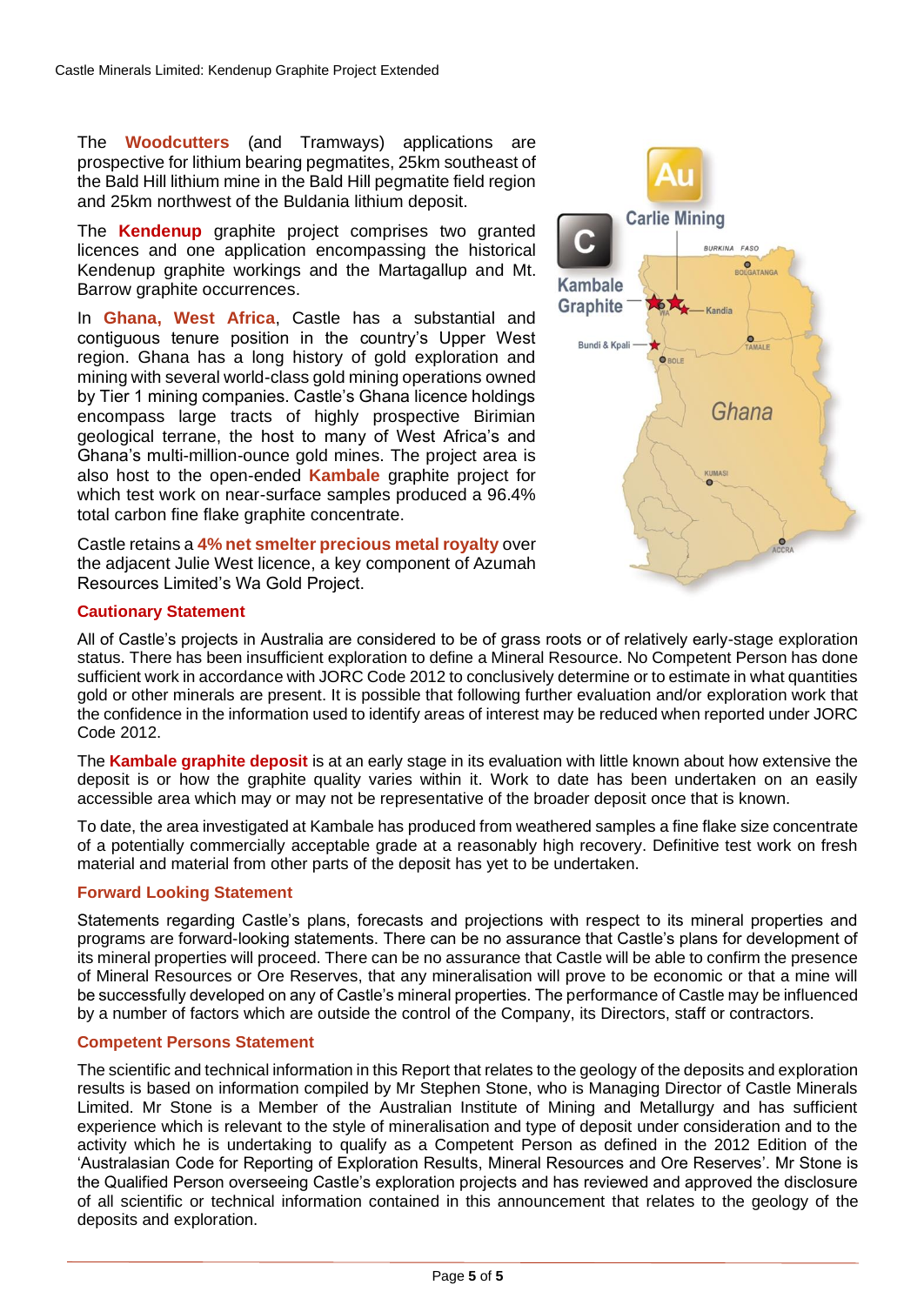The **Woodcutters** (and Tramways) applications are prospective for lithium bearing pegmatites, 25km southeast of the Bald Hill lithium mine in the Bald Hill pegmatite field region and 25km northwest of the Buldania lithium deposit.

The **Kendenup** graphite project comprises two granted licences and one application encompassing the historical Kendenup graphite workings and the Martagallup and Mt. Barrow graphite occurrences.

In **Ghana, West Africa**, Castle has a substantial and contiguous tenure position in the country's Upper West region. Ghana has a long history of gold exploration and mining with several world-class gold mining operations owned by Tier 1 mining companies. Castle's Ghana licence holdings encompass large tracts of highly prospective Birimian geological terrane, the host to many of West Africa's and Ghana's multi-million-ounce gold mines. The project area is also host to the open-ended **Kambale** graphite project for which test work on near-surface samples produced a 96.4% total carbon fine flake graphite concentrate.

Castle retains a **4% net smelter precious metal royalty** over the adjacent Julie West licence, a key component of Azumah Resources Limited's Wa Gold Project.

Au
Carlie Mining
C
Kambale Graphite
BURKINA FASO
BOLGATANGA
WA
Kandia
Bundi & Kpali
TAMALE
BOLE
Ghana
KUMASI
ACCRA

### Cautionary Statement

All of Castle's projects in Australia are considered to be of grass roots or of relatively early-stage exploration status. There has been insufficient exploration to define a Mineral Resource. No Competent Person has done sufficient work in accordance with JORC Code 2012 to conclusively determine or to estimate in what quantities gold or other minerals are present. It is possible that following further evaluation and/or exploration work that the confidence in the information used to identify areas of interest may be reduced when reported under JORC Code 2012.

The **Kambale graphite deposit** is at an early stage in its evaluation with little known about how extensive the deposit is or how the graphite quality varies within it. Work to date has been undertaken on an easily accessible area which may or may not be representative of the broader deposit once that is known.

To date, the area investigated at Kambale has produced from weathered samples a fine flake size concentrate of a potentially commercially acceptable grade at a reasonably high recovery. Definitive test work on fresh material and material from other parts of the deposit has yet to be undertaken.

### Forward Looking Statement

Statements regarding Castle's plans, forecasts and projections with respect to its mineral properties and programs are forward-looking statements. There can be no assurance that Castle's plans for development of its mineral properties will proceed. There can be no assurance that Castle will be able to confirm the presence of Mineral Resources or Ore Reserves, that any mineralisation will prove to be economic or that a mine will be successfully developed on any of Castle's mineral properties. The performance of Castle may be influenced by a number of factors which are outside the control of the Company, its Directors, staff or contractors.

### Competent Persons Statement

The scientific and technical information in this Report that relates to the geology of the deposits and exploration results is based on information compiled by Mr Stephen Stone, who is Managing Director of Castle Minerals Limited. Mr Stone is a Member of the Australian Institute of Mining and Metallurgy and has sufficient experience which is relevant to the style of mineralisation and type of deposit under consideration and to the activity which he is undertaking to qualify as a Competent Person as defined in the 2012 Edition of the 'Australasian Code for Reporting of Exploration Results, Mineral Resources and Ore Reserves'. Mr Stone is the Qualified Person overseeing Castle's exploration projects and has reviewed and approved the disclosure of all scientific or technical information contained in this announcement that relates to the geology of the deposits and exploration.